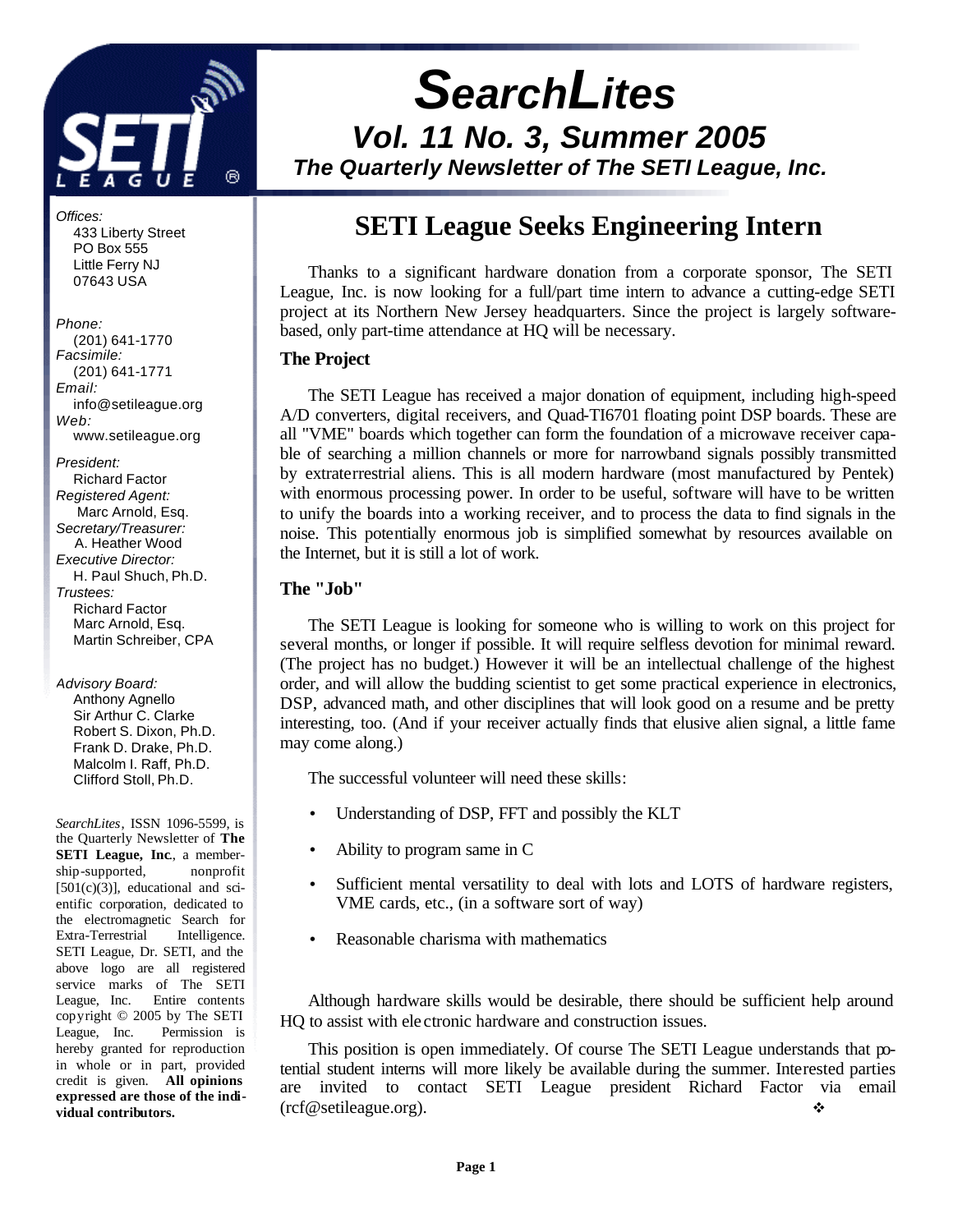# *SearchLites*

## *Vol. 11 No. 3, Summer 2005*

***The Quarterly Newsletter of The SETI League, Inc.***

*Offices:*
433 Liberty Street
PO Box 555
Little Ferry NJ
07643 USA

*Phone:*
(201) 641-1770
*Facsimile:*
(201) 641-1771
*Email:*
info@setileague.org
*Web:*
www.setileague.org

*President:*
Richard Factor
*Registered Agent:*
Marc Arnold, Esq.
*Secretary/Treasurer:*
A. Heather Wood
*Executive Director:*
H. Paul Shuch, Ph.D.
*Trustees:*
Richard Factor
Marc Arnold, Esq.
Martin Schreiber, CPA

*Advisory Board:*
Anthony Agnello
Sir Arthur C. Clarke
Robert S. Dixon, Ph.D.
Frank D. Drake, Ph.D.
Malcolm I. Raff, Ph.D.
Clifford Stoll, Ph.D.

*SearchLites*, ISSN 1096-5599, is the Quarterly Newsletter of **The SETI League, Inc**., a membership-supported, nonprofit [501(c)(3)], educational and scientific corporation, dedicated to the electromagnetic Search for Extra-Terrestrial Intelligence. SETI League, Dr. SETI, and the above logo are all registered service marks of The SETI League, Inc. Entire contents copyright © 2005 by The SETI League, Inc. Permission is hereby granted for reproduction in whole or in part, provided credit is given. **All opinions expressed are those of the individual contributors.**

# SETI League Seeks Engineering Intern

Thanks to a significant hardware donation from a corporate sponsor, The SETI League, Inc. is now looking for a full/part time intern to advance a cutting-edge SETI project at its Northern New Jersey headquarters. Since the project is largely software-based, only part-time attendance at HQ will be necessary.

### The Project

The SETI League has received a major donation of equipment, including high-speed A/D converters, digital receivers, and Quad-TI6701 floating point DSP boards. These are all "VME" boards which together can form the foundation of a microwave receiver capable of searching a million channels or more for narrowband signals possibly transmitted by extraterrestrial aliens. This is all modern hardware (most manufactured by Pentek) with enormous processing power. In order to be useful, software will have to be written to unify the boards into a working receiver, and to process the data to find signals in the noise. This potentially enormous job is simplified somewhat by resources available on the Internet, but it is still a lot of work.

### The "Job"

The SETI League is looking for someone who is willing to work on this project for several months, or longer if possible. It will require selfless devotion for minimal reward. (The project has no budget.) However it will be an intellectual challenge of the highest order, and will allow the budding scientist to get some practical experience in electronics, DSP, advanced math, and other disciplines that will look good on a resume and be pretty interesting, too. (And if your receiver actually finds that elusive alien signal, a little fame may come along.)

The successful volunteer will need these skills:

- Understanding of DSP, FFT and possibly the KLT
- Ability to program same in C
- Sufficient mental versatility to deal with lots and LOTS of hardware registers, VME cards, etc., (in a software sort of way)
- Reasonable charisma with mathematics

Although hardware skills would be desirable, there should be sufficient help around HQ to assist with electronic hardware and construction issues.

This position is open immediately. Of course The SETI League understands that potential student interns will more likely be available during the summer. Interested parties are invited to contact SETI League president Richard Factor via email (rcf@setileague.org). ❖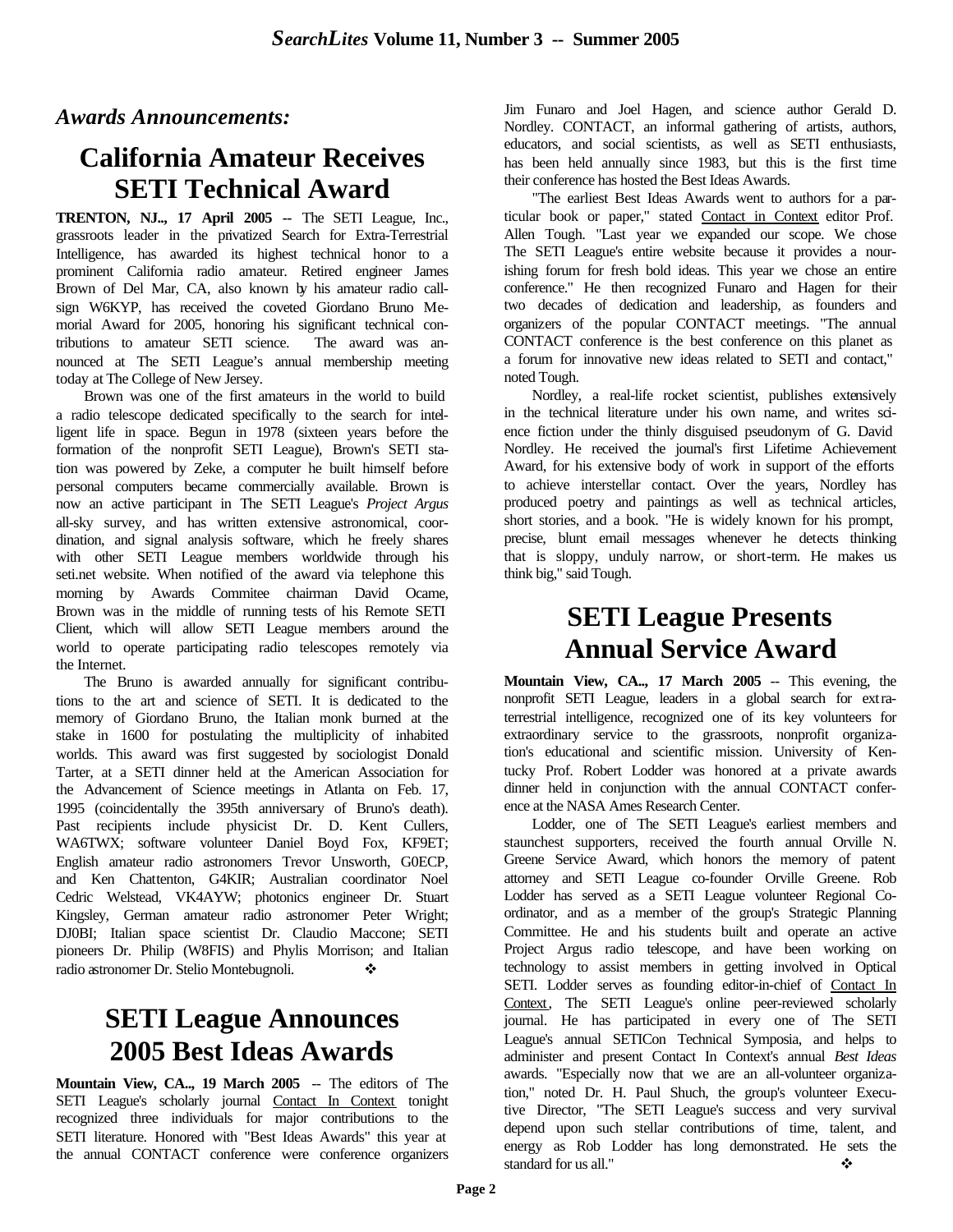## *Awards Announcements:*

# California Amateur Receives SETI Technical Award

**TRENTON, NJ.., 17 April 2005** -- The SETI League, Inc., grassroots leader in the privatized Search for Extra-Terrestrial Intelligence, has awarded its highest technical honor to a prominent California radio amateur. Retired engineer James Brown of Del Mar, CA, also known by his amateur radio callsign W6KYP, has received the coveted Giordano Bruno Memorial Award for 2005, honoring his significant technical contributions to amateur SETI science. The award was announced at The SETI League's annual membership meeting today at The College of New Jersey.

Brown was one of the first amateurs in the world to build a radio telescope dedicated specifically to the search for intelligent life in space. Begun in 1978 (sixteen years before the formation of the nonprofit SETI League), Brown's SETI station was powered by Zeke, a computer he built himself before personal computers became commercially available. Brown is now an active participant in The SETI League's *Project Argus* all-sky survey, and has written extensive astronomical, coordination, and signal analysis software, which he freely shares with other SETI League members worldwide through his seti.net website. When notified of the award via telephone this morning by Awards Commitee chairman David Ocame, Brown was in the middle of running tests of his Remote SETI Client, which will allow SETI League members around the world to operate participating radio telescopes remotely via the Internet.

The Bruno is awarded annually for significant contributions to the art and science of SETI. It is dedicated to the memory of Giordano Bruno, the Italian monk burned at the stake in 1600 for postulating the multiplicity of inhabited worlds. This award was first suggested by sociologist Donald Tarter, at a SETI dinner held at the American Association for the Advancement of Science meetings in Atlanta on Feb. 17, 1995 (coincidentally the 395th anniversary of Bruno's death). Past recipients include physicist Dr. D. Kent Cullers, WA6TWX; software volunteer Daniel Boyd Fox, KF9ET; English amateur radio astronomers Trevor Unsworth, G0ECP, and Ken Chattenton, G4KIR; Australian coordinator Noel Cedric Welstead, VK4AYW; photonics engineer Dr. Stuart Kingsley, German amateur radio astronomer Peter Wright; DJ0BI; Italian space scientist Dr. Claudio Maccone; SETI pioneers Dr. Philip (W8FIS) and Phylis Morrison; and Italian radio astronomer Dr. Stelio Montebugnoli. ❖

# SETI League Announces 2005 Best Ideas Awards

**Mountain View, CA.., 19 March 2005** -- The editors of The SETI League's scholarly journal <u>Contact In Context</u> tonight recognized three individuals for major contributions to the SETI literature. Honored with "Best Ideas Awards" this year at the annual CONTACT conference were conference organizers Jim Funaro and Joel Hagen, and science author Gerald D. Nordley. CONTACT, an informal gathering of artists, authors, educators, and social scientists, as well as SETI enthusiasts, has been held annually since 1983, but this is the first time their conference has hosted the Best Ideas Awards.

"The earliest Best Ideas Awards went to authors for a particular book or paper," stated <u>Contact in Context</u> editor Prof. Allen Tough. "Last year we expanded our scope. We chose The SETI League's entire website because it provides a nourishing forum for fresh bold ideas. This year we chose an entire conference." He then recognized Funaro and Hagen for their two decades of dedication and leadership, as founders and organizers of the popular CONTACT meetings. "The annual CONTACT conference is the best conference on this planet as a forum for innovative new ideas related to SETI and contact," noted Tough.

Nordley, a real-life rocket scientist, publishes extensively in the technical literature under his own name, and writes science fiction under the thinly disguised pseudonym of G. David Nordley. He received the journal's first Lifetime Achievement Award, for his extensive body of work in support of the efforts to achieve interstellar contact. Over the years, Nordley has produced poetry and paintings as well as technical articles, short stories, and a book. "He is widely known for his prompt, precise, blunt email messages whenever he detects thinking that is sloppy, unduly narrow, or short-term. He makes us think big," said Tough.

# SETI League Presents Annual Service Award

**Mountain View, CA.., 17 March 2005** -- This evening, the nonprofit SETI League, leaders in a global search for extraterrestrial intelligence, recognized one of its key volunteers for extraordinary service to the grassroots, nonprofit organization's educational and scientific mission. University of Kentucky Prof. Robert Lodder was honored at a private awards dinner held in conjunction with the annual CONTACT conference at the NASA Ames Research Center.

Lodder, one of The SETI League's earliest members and staunchest supporters, received the fourth annual Orville N. Greene Service Award, which honors the memory of patent attorney and SETI League co-founder Orville Greene. Rob Lodder has served as a SETI League volunteer Regional Coordinator, and as a member of the group's Strategic Planning Committee. He and his students built and operate an active Project Argus radio telescope, and have been working on technology to assist members in getting involved in Optical SETI. Lodder serves as founding editor-in-chief of <u>Contact In Context</u>, The SETI League's online peer-reviewed scholarly journal. He has participated in every one of The SETI League's annual SETICon Technical Symposia, and helps to administer and present Contact In Context's annual *Best Ideas* awards. "Especially now that we are an all-volunteer organization," noted Dr. H. Paul Shuch, the group's volunteer Executive Director, "The SETI League's success and very survival depend upon such stellar contributions of time, talent, and energy as Rob Lodder has long demonstrated. He sets the standard for us all." ❖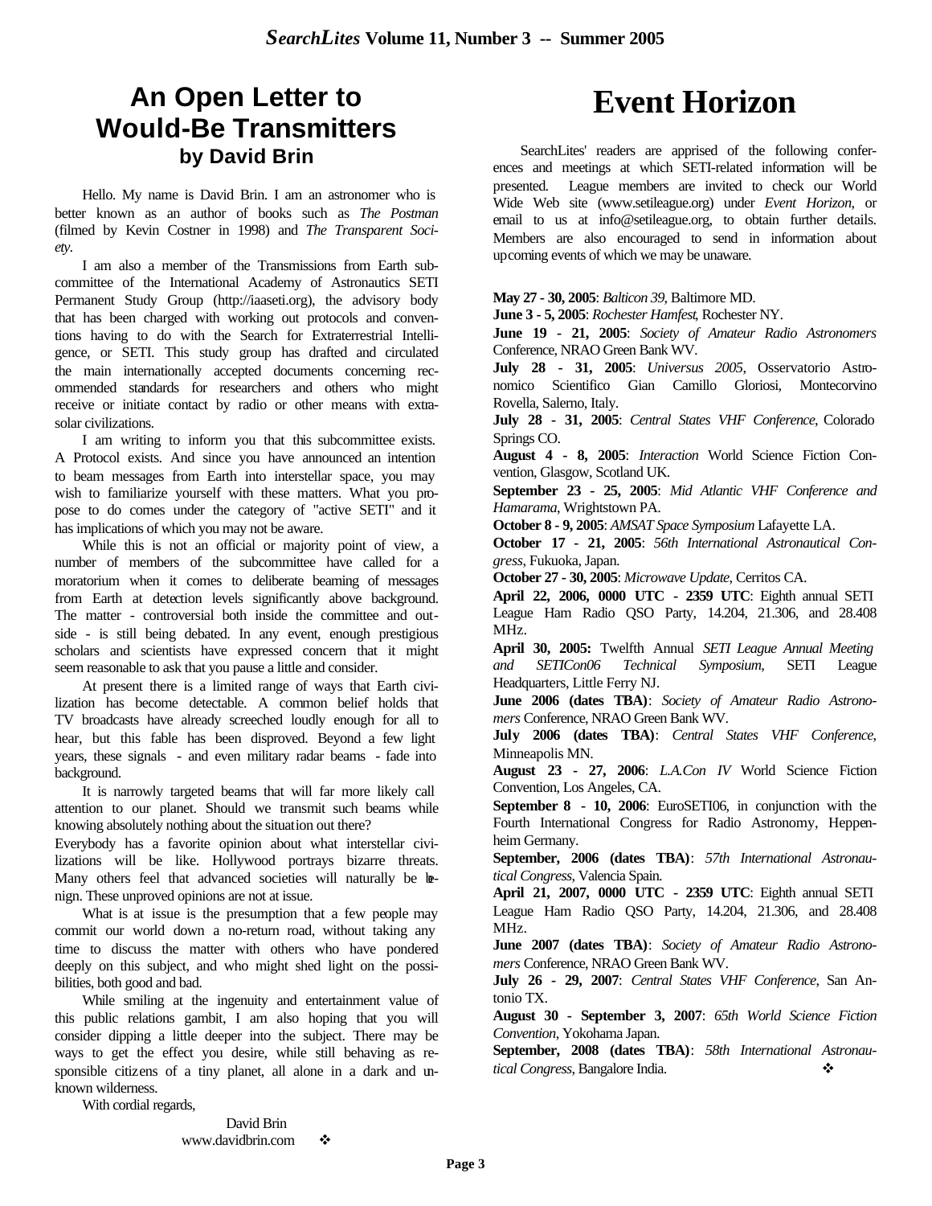# An Open Letter to Would-Be Transmitters

## by David Brin

Hello. My name is David Brin. I am an astronomer who is better known as an author of books such as *The Postman* (filmed by Kevin Costner in 1998) and *The Transparent Society*.

I am also a member of the Transmissions from Earth subcommittee of the International Academy of Astronautics SETI Permanent Study Group (http://iaaseti.org), the advisory body that has been charged with working out protocols and conventions having to do with the Search for Extraterrestrial Intelligence, or SETI. This study group has drafted and circulated the main internationally accepted documents concerning recommended standards for researchers and others who might receive or initiate contact by radio or other means with extrasolar civilizations.

I am writing to inform you that this subcommittee exists. A Protocol exists. And since you have announced an intention to beam messages from Earth into interstellar space, you may wish to familiarize yourself with these matters. What you propose to do comes under the category of "active SETI" and it has implications of which you may not be aware.

While this is not an official or majority point of view, a number of members of the subcommittee have called for a moratorium when it comes to deliberate beaming of messages from Earth at detection levels significantly above background. The matter - controversial both inside the committee and outside - is still being debated. In any event, enough prestigious scholars and scientists have expressed concern that it might seem reasonable to ask that you pause a little and consider.

At present there is a limited range of ways that Earth civilization has become detectable. A common belief holds that TV broadcasts have already screeched loudly enough for all to hear, but this fable has been disproved. Beyond a few light years, these signals - and even military radar beams - fade into background.

It is narrowly targeted beams that will far more likely call attention to our planet. Should we transmit such beams while knowing absolutely nothing about the situation out there?

Everybody has a favorite opinion about what interstellar civilizations will be like. Hollywood portrays bizarre threats. Many others feel that advanced societies will naturally be benign. These unproved opinions are not at issue.

What is at issue is the presumption that a few people may commit our world down a no-return road, without taking any time to discuss the matter with others who have pondered deeply on this subject, and who might shed light on the possibilities, both good and bad.

While smiling at the ingenuity and entertainment value of this public relations gambit, I am also hoping that you will consider dipping a little deeper into the subject. There may be ways to get the effect you desire, while still behaving as responsible citizens of a tiny planet, all alone in a dark and unknown wilderness.

With cordial regards,

David Brin
www.davidbrin.com ❖

# Event Horizon

SearchLites' readers are apprised of the following conferences and meetings at which SETI-related information will be presented. League members are invited to check our World Wide Web site (www.setileague.org) under *Event Horizon*, or email to us at info@setileague.org, to obtain further details. Members are also encouraged to send in information about upcoming events of which we may be unaware.

**May 27 - 30, 2005**: *Balticon 39*, Baltimore MD.

**June 3 - 5, 2005**: *Rochester Hamfest*, Rochester NY.

**June 19 - 21, 2005**: *Society of Amateur Radio Astronomers* Conference, NRAO Green Bank WV.

**July 28 - 31, 2005**: *Universus 2005*, Osservatorio Astronomico Scientifico Gian Camillo Gloriosi, Montecorvino Rovella, Salerno, Italy.

**July 28 - 31, 2005**: *Central States VHF Conference*, Colorado Springs CO.

**August 4 - 8, 2005**: *Interaction* World Science Fiction Convention, Glasgow, Scotland UK.

**September 23 - 25, 2005**: *Mid Atlantic VHF Conference and Hamarama*, Wrightstown PA.

**October 8 - 9, 2005**: *AMSAT Space Symposium* Lafayette LA.

**October 17 - 21, 2005**: *56th International Astronautical Congress*, Fukuoka, Japan.

**October 27 - 30, 2005**: *Microwave Update*, Cerritos CA.

**April 22, 2006, 0000 UTC - 2359 UTC**: Eighth annual SETI League Ham Radio QSO Party, 14.204, 21.306, and 28.408 MHz.

**April 30, 2005:** Twelfth Annual *SETI League Annual Meeting and SETICon06 Technical Symposium*, SETI League Headquarters, Little Ferry NJ.

**June 2006 (dates TBA)**: *Society of Amateur Radio Astronomers* Conference, NRAO Green Bank WV.

**July 2006 (dates TBA)**: *Central States VHF Conference*, Minneapolis MN.

**August 23 - 27, 2006**: *L.A.Con IV* World Science Fiction Convention, Los Angeles, CA.

**September 8 - 10, 2006**: EuroSETI06, in conjunction with the Fourth International Congress for Radio Astronomy, Heppenheim Germany.

**September, 2006 (dates TBA)**: *57th International Astronautical Congress*, Valencia Spain.

**April 21, 2007, 0000 UTC - 2359 UTC**: Eighth annual SETI League Ham Radio QSO Party, 14.204, 21.306, and 28.408 MHz.

**June 2007 (dates TBA)**: *Society of Amateur Radio Astronomers* Conference, NRAO Green Bank WV.

**July 26 - 29, 2007**: *Central States VHF Conference*, San Antonio TX.

**August 30 - September 3, 2007**: *65th World Science Fiction Convention*, Yokohama Japan.

**September, 2008 (dates TBA)**: *58th International Astronautical Congress*, Bangalore India. ❖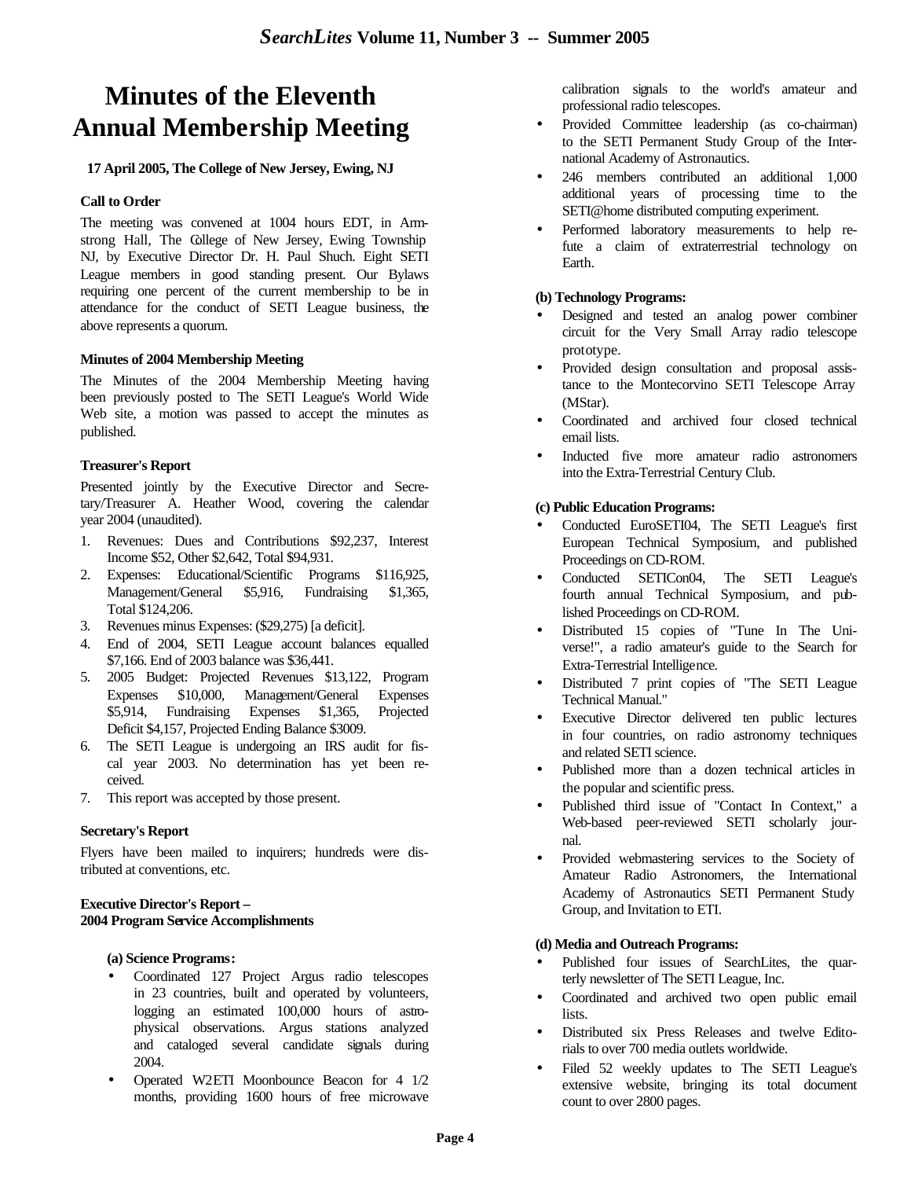# Minutes of the Eleventh Annual Membership Meeting

**17 April 2005, The College of New Jersey, Ewing, NJ**

### Call to Order

The meeting was convened at 1004 hours EDT, in Armstrong Hall, The College of New Jersey, Ewing Township NJ, by Executive Director Dr. H. Paul Shuch. Eight SETI League members in good standing present. Our Bylaws requiring one percent of the current membership to be in attendance for the conduct of SETI League business, the above represents a quorum.

### Minutes of 2004 Membership Meeting

The Minutes of the 2004 Membership Meeting having been previously posted to The SETI League's World Wide Web site, a motion was passed to accept the minutes as published.

### Treasurer's Report

Presented jointly by the Executive Director and Secretary/Treasurer A. Heather Wood, covering the calendar year 2004 (unaudited).

1. Revenues: Dues and Contributions $92,237, Interest Income $52, Other $2,642, Total $94,931.
2. Expenses: Educational/Scientific Programs $116,925, Management/General $5,916, Fundraising $1,365, Total $124,206.
3. Revenues minus Expenses: ($29,275) [a deficit].
4. End of 2004, SETI League account balances equalled $7,166. End of 2003 balance was $36,441.
5. 2005 Budget: Projected Revenues $13,122, Program Expenses $10,000, Management/General Expenses $5,914, Fundraising Expenses $1,365, Projected Deficit $4,157, Projected Ending Balance $3009.
6. The SETI League is undergoing an IRS audit for fiscal year 2003. No determination has yet been received.
7. This report was accepted by those present.

### Secretary's Report

Flyers have been mailed to inquirers; hundreds were distributed at conventions, etc.

### Executive Director's Report – 2004 Program Service Accomplishments

**(a) Science Programs:**

- Coordinated 127 Project Argus radio telescopes in 23 countries, built and operated by volunteers, logging an estimated 100,000 hours of astrophysical observations. Argus stations analyzed and cataloged several candidate signals during 2004.
- Operated W2ETI Moonbounce Beacon for 4 1/2 months, providing 1600 hours of free microwave calibration signals to the world's amateur and professional radio telescopes.
- Provided Committee leadership (as co-chairman) to the SETI Permanent Study Group of the International Academy of Astronautics.
- 246 members contributed an additional 1,000 additional years of processing time to the SETI@home distributed computing experiment.
- Performed laboratory measurements to help refute a claim of extraterrestrial technology on Earth.

**(b) Technology Programs:**

- Designed and tested an analog power combiner circuit for the Very Small Array radio telescope prototype.
- Provided design consultation and proposal assistance to the Montecorvino SETI Telescope Array (MStar).
- Coordinated and archived four closed technical email lists.
- Inducted five more amateur radio astronomers into the Extra-Terrestrial Century Club.

**(c) Public Education Programs:**

- Conducted EuroSETI04, The SETI League's first European Technical Symposium, and published Proceedings on CD-ROM.
- Conducted SETICon04, The SETI League's fourth annual Technical Symposium, and published Proceedings on CD-ROM.
- Distributed 15 copies of "Tune In The Universe!", a radio amateur's guide to the Search for Extra-Terrestrial Intelligence.
- Distributed 7 print copies of "The SETI League Technical Manual."
- Executive Director delivered ten public lectures in four countries, on radio astronomy techniques and related SETI science.
- Published more than a dozen technical articles in the popular and scientific press.
- Published third issue of "Contact In Context," a Web-based peer-reviewed SETI scholarly journal.
- Provided webmastering services to the Society of Amateur Radio Astronomers, the International Academy of Astronautics SETI Permanent Study Group, and Invitation to ETI.

**(d) Media and Outreach Programs:**

- Published four issues of SearchLites, the quarterly newsletter of The SETI League, Inc.
- Coordinated and archived two open public email lists.
- Distributed six Press Releases and twelve Editorials to over 700 media outlets worldwide.
- Filed 52 weekly updates to The SETI League's extensive website, bringing its total document count to over 2800 pages.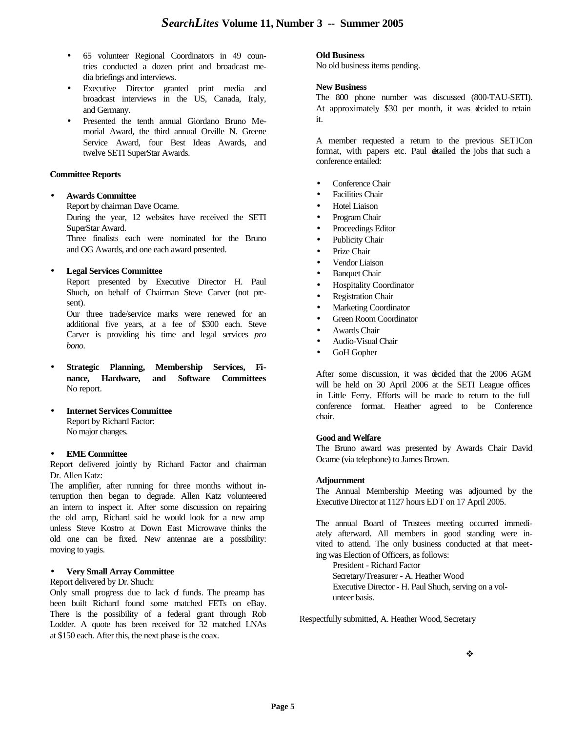- 65 volunteer Regional Coordinators in 49 countries conducted a dozen print and broadcast media briefings and interviews.
- Executive Director granted print media and broadcast interviews in the US, Canada, Italy, and Germany.
- Presented the tenth annual Giordano Bruno Memorial Award, the third annual Orville N. Greene Service Award, four Best Ideas Awards, and twelve SETI SuperStar Awards.

**Committee Reports**

- **Awards Committee**
  Report by chairman Dave Ocame.
  During the year, 12 websites have received the SETI SuperStar Award.
  Three finalists each were nominated for the Bruno and OG Awards, and one each award presented.

- **Legal Services Committee**
  Report presented by Executive Director H. Paul Shuch, on behalf of Chairman Steve Carver (not present).
  Our three trade/service marks were renewed for an additional five years, at a fee of $300 each. Steve Carver is providing his time and legal services *pro bono*.

- **Strategic Planning, Membership Services, Finance, Hardware, and Software Committees**
  No report.

- **Internet Services Committee**
  Report by Richard Factor:
  No major changes.

- **EME Committee**

Report delivered jointly by Richard Factor and chairman Dr. Allen Katz:
The amplifier, after running for three months without interruption then began to degrade. Allen Katz volunteered an intern to inspect it. After some discussion on repairing the old amp, Richard said he would look for a new amp unless Steve Kostro at Down East Microwave thinks the old one can be fixed. New antennae are a possibility: moving to yagis.

- **Very Small Array Committee**

Report delivered by Dr. Shuch:
Only small progress due to lack of funds. The preamp has been built Richard found some matched FETs on eBay. There is the possibility of a federal grant through Rob Lodder. A quote has been received for 32 matched LNAs at $150 each. After this, the next phase is the coax.

**Old Business**
No old business items pending.

**New Business**
The 800 phone number was discussed (800-TAU-SETI). At approximately $30 per month, it was decided to retain it.

A member requested a return to the previous SETICon format, with papers etc. Paul detailed the jobs that such a conference entailed:

- Conference Chair
- Facilities Chair
- Hotel Liaison
- Program Chair
- Proceedings Editor
- Publicity Chair
- Prize Chair
- Vendor Liaison
- Banquet Chair
- Hospitality Coordinator
- Registration Chair
- Marketing Coordinator
- Green Room Coordinator
- Awards Chair
- Audio-Visual Chair
- GoH Gopher

After some discussion, it was decided that the 2006 AGM will be held on 30 April 2006 at the SETI League offices in Little Ferry. Efforts will be made to return to the full conference format. Heather agreed to be Conference chair.

**Good and Welfare**
The Bruno award was presented by Awards Chair David Ocame (via telephone) to James Brown.

**Adjournment**
The Annual Membership Meeting was adjourned by the Executive Director at 1127 hours EDT on 17 April 2005.

The annual Board of Trustees meeting occurred immediately afterward. All members in good standing were invited to attend. The only business conducted at that meeting was Election of Officers, as follows:

President - Richard Factor
Secretary/Treasurer - A. Heather Wood
Executive Director - H. Paul Shuch, serving on a volunteer basis.

Respectfully submitted, A. Heather Wood, Secretary

❖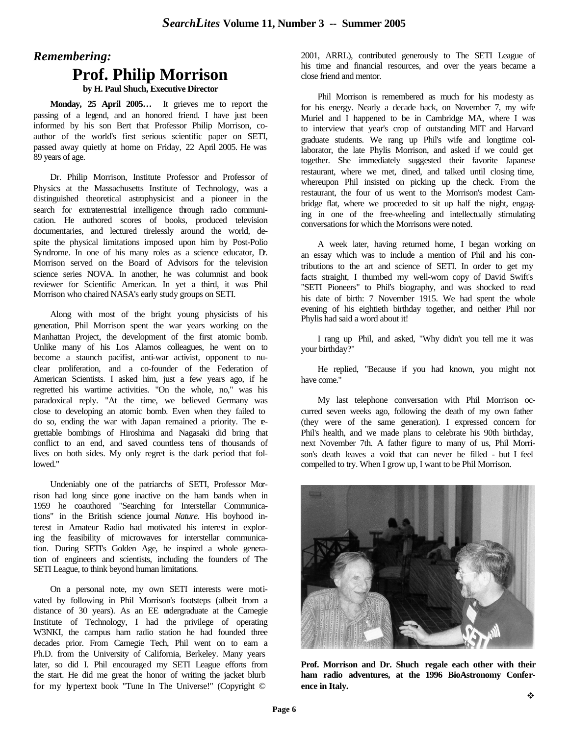## *Remembering:*

# Prof. Philip Morrison

**by H. Paul Shuch, Executive Director**

**Monday, 25 April 2005…** It grieves me to report the passing of a legend, and an honored friend. I have just been informed by his son Bert that Professor Philip Morrison, co-author of the world's first serious scientific paper on SETI, passed away quietly at home on Friday, 22 April 2005. He was 89 years of age.

Dr. Philip Morrison, Institute Professor and Professor of Physics at the Massachusetts Institute of Technology, was a distinguished theoretical astrophysicist and a pioneer in the search for extraterrestrial intelligence through radio communication. He authored scores of books, produced television documentaries, and lectured tirelessly around the world, despite the physical limitations imposed upon him by Post-Polio Syndrome. In one of his many roles as a science educator, Dr. Morrison served on the Board of Advisors for the television science series NOVA. In another, he was columnist and book reviewer for Scientific American. In yet a third, it was Phil Morrison who chaired NASA's early study groups on SETI.

Along with most of the bright young physicists of his generation, Phil Morrison spent the war years working on the Manhattan Project, the development of the first atomic bomb. Unlike many of his Los Alamos colleagues, he went on to become a staunch pacifist, anti-war activist, opponent to nuclear proliferation, and a co-founder of the Federation of American Scientists. I asked him, just a few years ago, if he regretted his wartime activities. "On the whole, no," was his paradoxical reply. "At the time, we believed Germany was close to developing an atomic bomb. Even when they failed to do so, ending the war with Japan remained a priority. The regrettable bombings of Hiroshima and Nagasaki did bring that conflict to an end, and saved countless tens of thousands of lives on both sides. My only regret is the dark period that followed."

Undeniably one of the patriarchs of SETI, Professor Morrison had long since gone inactive on the ham bands when in 1959 he coauthored "Searching for Interstellar Communications" in the British science journal *Nature.* His boyhood interest in Amateur Radio had motivated his interest in exploring the feasibility of microwaves for interstellar communication. During SETI's Golden Age, he inspired a whole generation of engineers and scientists, including the founders of The SETI League, to think beyond human limitations.

On a personal note, my own SETI interests were motivated by following in Phil Morrison's footsteps (albeit from a distance of 30 years). As an EE undergraduate at the Carnegie Institute of Technology, I had the privilege of operating W3NKI, the campus ham radio station he had founded three decades prior. From Carnegie Tech, Phil went on to earn a Ph.D. from the University of California, Berkeley. Many years later, so did I. Phil encouraged my SETI League efforts from the start. He did me great the honor of writing the jacket blurb for my hypertext book "Tune In The Universe!" (Copyright © 2001, ARRL), contributed generously to The SETI League of his time and financial resources, and over the years became a close friend and mentor.

Phil Morrison is remembered as much for his modesty as for his energy. Nearly a decade back, on November 7, my wife Muriel and I happened to be in Cambridge MA, where I was to interview that year's crop of outstanding MIT and Harvard graduate students. We rang up Phil's wife and longtime collaborator, the late Phylis Morrison, and asked if we could get together. She immediately suggested their favorite Japanese restaurant, where we met, dined, and talked until closing time, whereupon Phil insisted on picking up the check. From the restaurant, the four of us went to the Morrison's modest Cambridge flat, where we proceeded to sit up half the night, engaging in one of the free-wheeling and intellectually stimulating conversations for which the Morrisons were noted.

A week later, having returned home, I began working on an essay which was to include a mention of Phil and his contributions to the art and science of SETI. In order to get my facts straight, I thumbed my well-worn copy of David Swift's "SETI Pioneers" to Phil's biography, and was shocked to read his date of birth: 7 November 1915. We had spent the whole evening of his eightieth birthday together, and neither Phil nor Phylis had said a word about it!

I rang up Phil, and asked, "Why didn't you tell me it was your birthday?"

He replied, "Because if you had known, you might not have come."

My last telephone conversation with Phil Morrison occurred seven weeks ago, following the death of my own father (they were of the same generation). I expressed concern for Phil's health, and we made plans to celebrate his 90th birthday, next November 7th. A father figure to many of us, Phil Morrison's death leaves a void that can never be filled - but I feel compelled to try. When I grow up, I want to be Phil Morrison.

**Prof. Morrison and Dr. Shuch regale each other with their ham radio adventures, at the 1996 BioAstronomy Conference in Italy.**

❖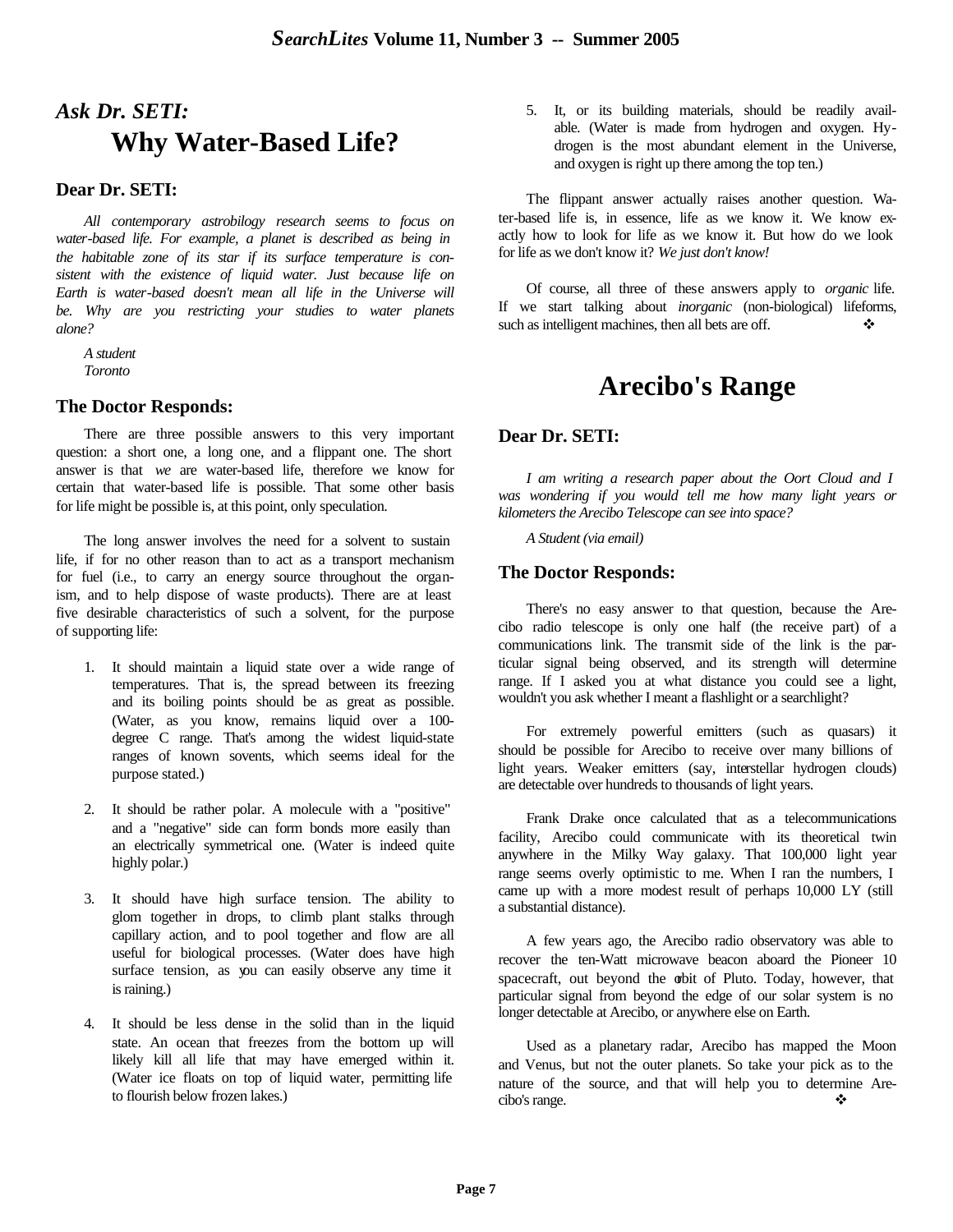## *Ask Dr. SETI:*
# Why Water-Based Life?

### Dear Dr. SETI:

*All contemporary astrobiology research seems to focus on water-based life. For example, a planet is described as being in the habitable zone of its star if its surface temperature is consistent with the existence of liquid water. Just because life on Earth is water-based doesn't mean all life in the Universe will be. Why are you restricting your studies to water planets alone?*

*A student*
*Toronto*

### The Doctor Responds:

There are three possible answers to this very important question: a short one, a long one, and a flippant one. The short answer is that *we* are water-based life, therefore we know for certain that water-based life is possible. That some other basis for life might be possible is, at this point, only speculation.

The long answer involves the need for a solvent to sustain life, if for no other reason than to act as a transport mechanism for fuel (i.e., to carry an energy source throughout the organism, and to help dispose of waste products). There are at least five desirable characteristics of such a solvent, for the purpose of supporting life:

1. It should maintain a liquid state over a wide range of temperatures. That is, the spread between its freezing and its boiling points should be as great as possible. (Water, as you know, remains liquid over a 100-degree C range. That's among the widest liquid-state ranges of known sovents, which seems ideal for the purpose stated.)

2. It should be rather polar. A molecule with a "positive" and a "negative" side can form bonds more easily than an electrically symmetrical one. (Water is indeed quite highly polar.)

3. It should have high surface tension. The ability to glom together in drops, to climb plant stalks through capillary action, and to pool together and flow are all useful for biological processes. (Water does have high surface tension, as you can easily observe any time it is raining.)

4. It should be less dense in the solid than in the liquid state. An ocean that freezes from the bottom up will likely kill all life that may have emerged within it. (Water ice floats on top of liquid water, permitting life to flourish below frozen lakes.)

5. It, or its building materials, should be readily available. (Water is made from hydrogen and oxygen. Hydrogen is the most abundant element in the Universe, and oxygen is right up there among the top ten.)

The flippant answer actually raises another question. Water-based life is, in essence, life as we know it. We know exactly how to look for life as we know it. But how do we look for life as we don't know it? *We just don't know!*

Of course, all three of these answers apply to *organic* life. If we start talking about *inorganic* (non-biological) lifeforms, such as intelligent machines, then all bets are off. ❖

# Arecibo's Range

### Dear Dr. SETI:

*I am writing a research paper about the Oort Cloud and I was wondering if you would tell me how many light years or kilometers the Arecibo Telescope can see into space?*

*A Student (via email)*

### The Doctor Responds:

There's no easy answer to that question, because the Arecibo radio telescope is only one half (the receive part) of a communications link. The transmit side of the link is the particular signal being observed, and its strength will determine range. If I asked you at what distance you could see a light, wouldn't you ask whether I meant a flashlight or a searchlight?

For extremely powerful emitters (such as quasars) it should be possible for Arecibo to receive over many billions of light years. Weaker emitters (say, interstellar hydrogen clouds) are detectable over hundreds to thousands of light years.

Frank Drake once calculated that as a telecommunications facility, Arecibo could communicate with its theoretical twin anywhere in the Milky Way galaxy. That 100,000 light year range seems overly optimistic to me. When I ran the numbers, I came up with a more modest result of perhaps 10,000 LY (still a substantial distance).

A few years ago, the Arecibo radio observatory was able to recover the ten-Watt microwave beacon aboard the Pioneer 10 spacecraft, out beyond the orbit of Pluto. Today, however, that particular signal from beyond the edge of our solar system is no longer detectable at Arecibo, or anywhere else on Earth.

Used as a planetary radar, Arecibo has mapped the Moon and Venus, but not the outer planets. So take your pick as to the nature of the source, and that will help you to determine Arecibo's range. ❖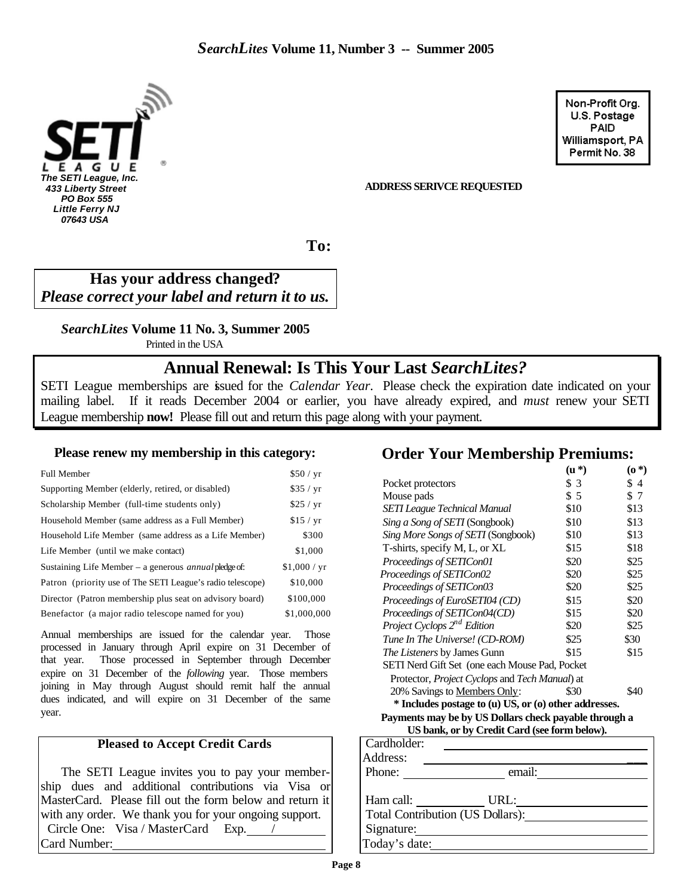The SETI League, Inc.
433 Liberty Street
PO Box 555
Little Ferry NJ
07643 USA

Non-Profit Org.
U.S. Postage
PAID
Williamsport, PA
Permit No. 38

ADDRESS SERIVCE REQUESTED

**To:**

**Has your address changed?**
***Please correct your label and return it to us.***

***SearchLites*** **Volume 11 No. 3, Summer 2005**
Printed in the USA

## Annual Renewal: Is This Your Last *SearchLites?*

SETI League memberships are issued for the *Calendar Year*. Please check the expiration date indicated on your mailing label. If it reads December 2004 or earlier, you have already expired, and *must* renew your SETI League membership **now!** Please fill out and return this page along with your payment.

### Please renew my membership in this category:

| | |
|---|---|
| Full Member | $50 / yr |
| Supporting Member (elderly, retired, or disabled) | $35 / yr |
| Scholarship Member (full-time students only) | $25 / yr |
| Household Member (same address as a Full Member) | $15 / yr |
| Household Life Member (same address as a Life Member) | $300 |
| Life Member (until we make contact) | $1,000 |
| Sustaining Life Member – a generous *annual* pledge of: | $1,000 / yr |
| Patron (priority use of The SETI League's radio telescope) | $10,000 |
| Director (Patron membership plus seat on advisory board) | $100,000 |
| Benefactor (a major radio telescope named for you) | $1,000,000 |

Annual memberships are issued for the calendar year. Those processed in January through April expire on 31 December of that year. Those processed in September through December expire on 31 December of the *following* year. Those members joining in May through August should remit half the annual dues indicated, and will expire on 31 December of the same year.

### Pleased to Accept Credit Cards

The SETI League invites you to pay your membership dues and additional contributions via Visa or MasterCard. Please fill out the form below and return it with any order. We thank you for your ongoing support.

Circle One: Visa / MasterCard Exp. ____ / ________

Card Number: ______________________________

## Order Your Membership Premiums:

| | (u *) | (o *) |
|---|---|---|
| Pocket protectors | $ 3 | $ 4 |
| Mouse pads | $ 5 | $ 7 |
| *SETI League Technical Manual* | $10 | $13 |
| *Sing a Song of SETI* (Songbook) | $10 | $13 |
| *Sing More Songs of SETI* (Songbook) | $10 | $13 |
| T-shirts, specify M, L, or XL | $15 | $18 |
| *Proceedings of SETICon01* | $20 | $25 |
| *Proceedings of SETICon02* | $20 | $25 |
| *Proceedings of SETICon03* | $20 | $25 |
| *Proceedings of EuroSETI04 (CD)* | $15 | $20 |
| *Proceedings of SETICon04(CD)* | $15 | $20 |
| *Project Cyclops 2nd Edition* | $20 | $25 |
| *Tune In The Universe! (CD-ROM)* | $25 | $30 |
| *The Listeners* by James Gunn | $15 | $15 |
| SETI Nerd Gift Set (one each Mouse Pad, Pocket Protector, *Project Cyclops* and *Tech Manual*) at 20% Savings to Members Only: | $30 | $40 |

**\* Includes postage to (u) US, or (o) other addresses.**

**Payments may be by US Dollars check payable through a US bank, or by Credit Card (see form below).**

Cardholder: ______________________________
Address: ______________________________
Phone: ______________ email: ______________

Ham call: __________ URL: ______________
Total Contribution (US Dollars): ______________
Signature: ______________________________
Today's date: ______________________________